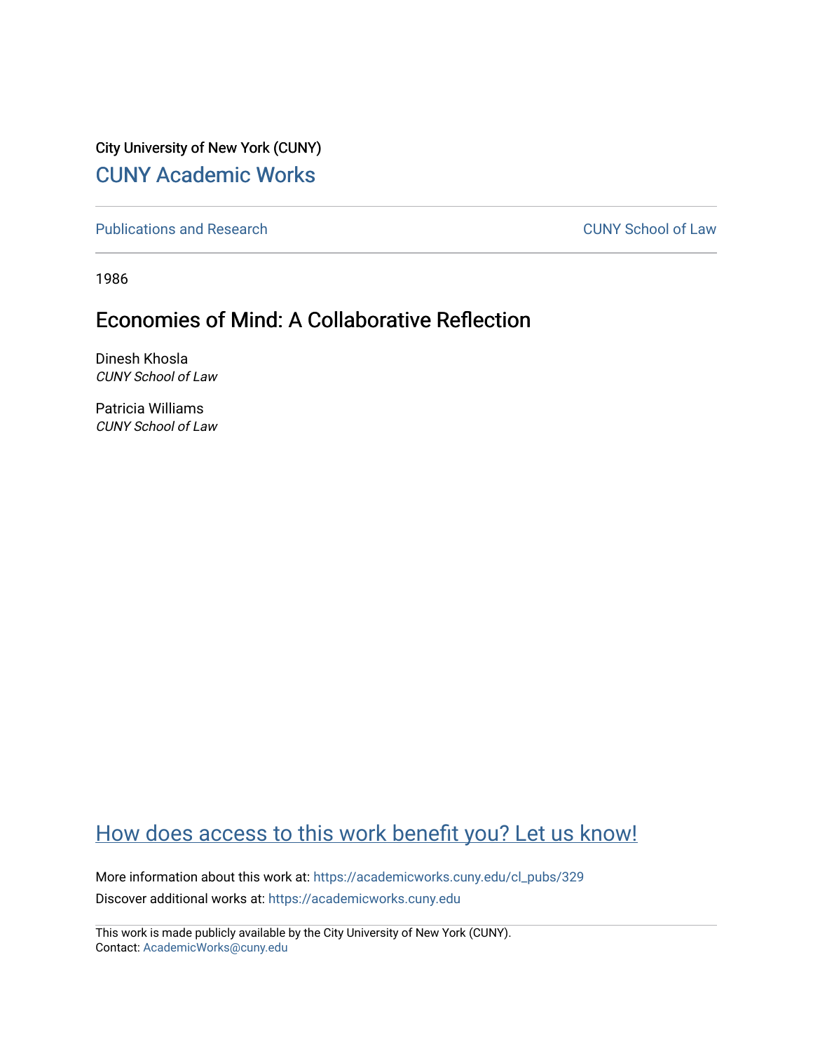City University of New York (CUNY)

# CUNY Academic Works

Publications and Research

CUNY School of Law

1986

## Economies of Mind: A Collaborative Reflection

Dinesh Khosla
*CUNY School of Law*

Patricia Williams
*CUNY School of Law*

How does access to this work benefit you? Let us know!

More information about this work at: https://academicworks.cuny.edu/cl_pubs/329

Discover additional works at: https://academicworks.cuny.edu

This work is made publicly available by the City University of New York (CUNY).
Contact: AcademicWorks@cuny.edu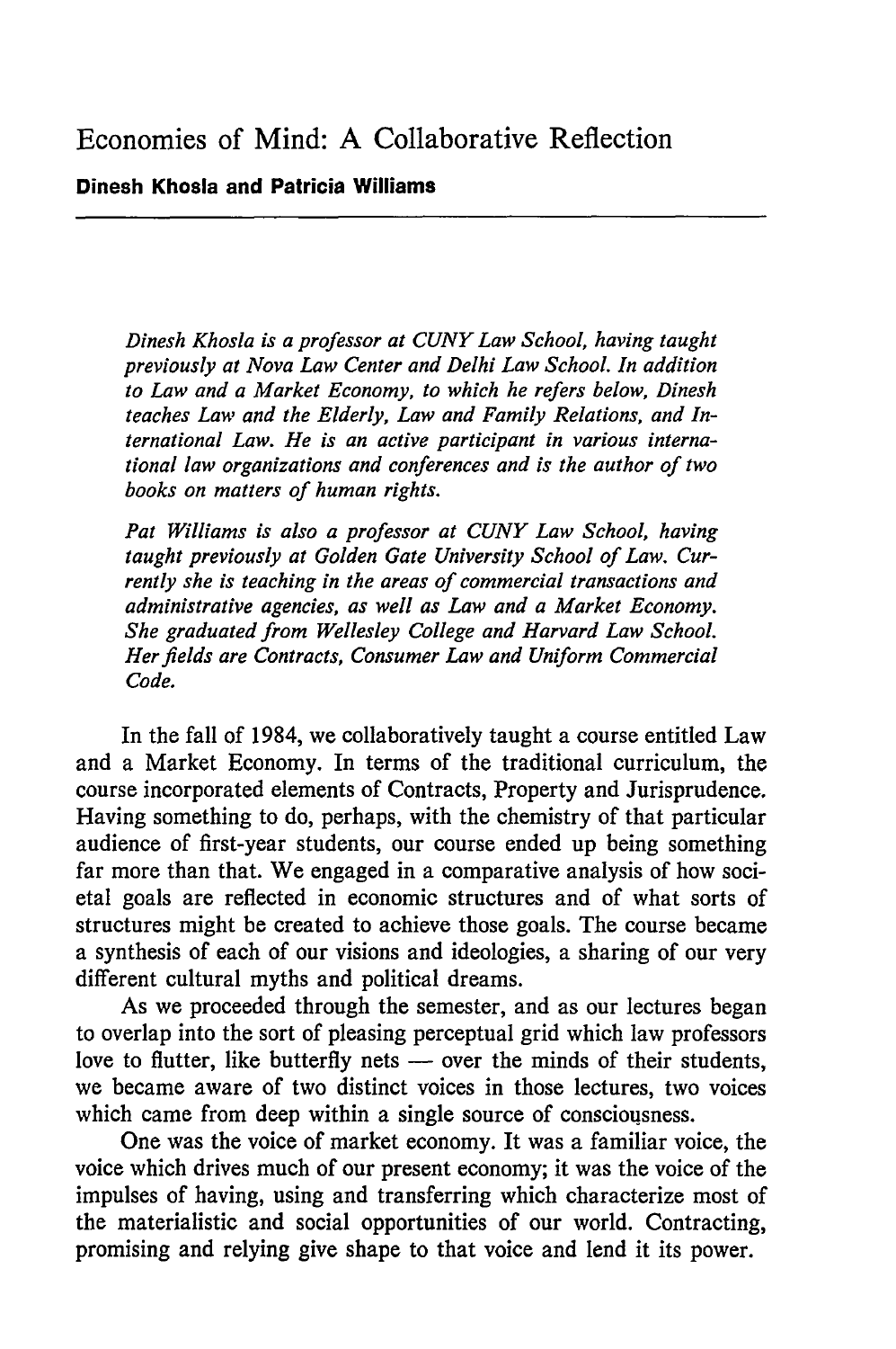## Economies of Mind: A Collaborative Reflection

**Dinesh Khosla and Patricia Williams**

---

*Dinesh Khosla is a professor at CUNY Law School, having taught previously at Nova Law Center and Delhi Law School. In addition to Law and a Market Economy, to which he refers below, Dinesh teaches Law and the Elderly, Law and Family Relations, and International Law. He is an active participant in various international law organizations and conferences and is the author of two books on matters of human rights.*

*Pat Williams is also a professor at CUNY Law School, having taught previously at Golden Gate University School of Law. Currently she is teaching in the areas of commercial transactions and administrative agencies, as well as Law and a Market Economy. She graduated from Wellesley College and Harvard Law School. Her fields are Contracts, Consumer Law and Uniform Commercial Code.*

In the fall of 1984, we collaboratively taught a course entitled Law and a Market Economy. In terms of the traditional curriculum, the course incorporated elements of Contracts, Property and Jurisprudence. Having something to do, perhaps, with the chemistry of that particular audience of first-year students, our course ended up being something far more than that. We engaged in a comparative analysis of how societal goals are reflected in economic structures and of what sorts of structures might be created to achieve those goals. The course became a synthesis of each of our visions and ideologies, a sharing of our very different cultural myths and political dreams.

As we proceeded through the semester, and as our lectures began to overlap into the sort of pleasing perceptual grid which law professors love to flutter, like butterfly nets — over the minds of their students, we became aware of two distinct voices in those lectures, two voices which came from deep within a single source of consciousness.

One was the voice of market economy. It was a familiar voice, the voice which drives much of our present economy; it was the voice of the impulses of having, using and transferring which characterize most of the materialistic and social opportunities of our world. Contracting, promising and relying give shape to that voice and lend it its power.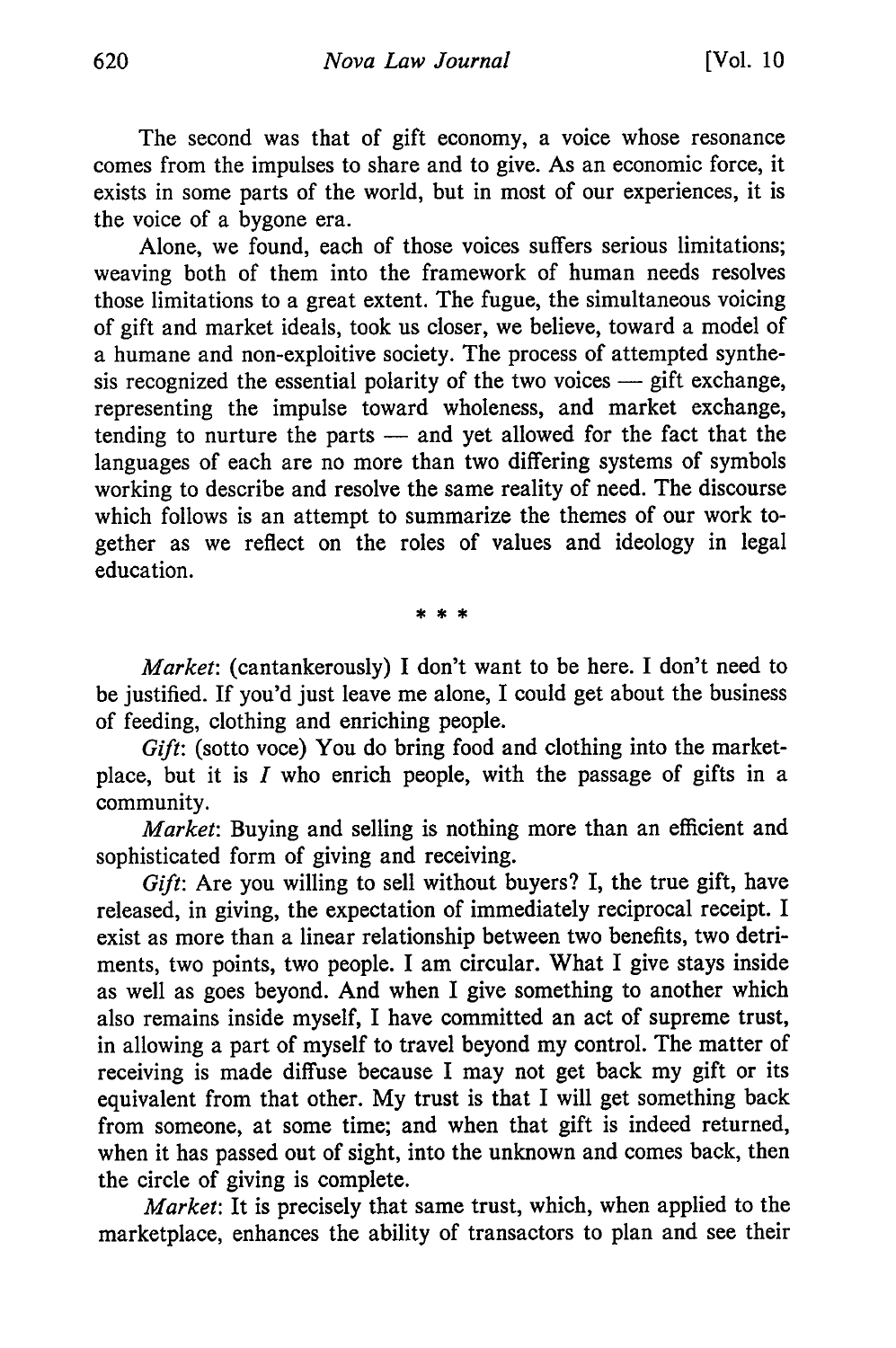The second was that of gift economy, a voice whose resonance comes from the impulses to share and to give. As an economic force, it exists in some parts of the world, but in most of our experiences, it is the voice of a bygone era.

Alone, we found, each of those voices suffers serious limitations; weaving both of them into the framework of human needs resolves those limitations to a great extent. The fugue, the simultaneous voicing of gift and market ideals, took us closer, we believe, toward a model of a humane and non-exploitive society. The process of attempted synthesis recognized the essential polarity of the two voices — gift exchange, representing the impulse toward wholeness, and market exchange, tending to nurture the parts — and yet allowed for the fact that the languages of each are no more than two differing systems of symbols working to describe and resolve the same reality of need. The discourse which follows is an attempt to summarize the themes of our work together as we reflect on the roles of values and ideology in legal education.

\* \* \*

*Market*: (cantankerously) I don't want to be here. I don't need to be justified. If you'd just leave me alone, I could get about the business of feeding, clothing and enriching people.

*Gift*: (sotto voce) You do bring food and clothing into the marketplace, but it is *I* who enrich people, with the passage of gifts in a community.

*Market*: Buying and selling is nothing more than an efficient and sophisticated form of giving and receiving.

*Gift*: Are you willing to sell without buyers? I, the true gift, have released, in giving, the expectation of immediately reciprocal receipt. I exist as more than a linear relationship between two benefits, two detriments, two points, two people. I am circular. What I give stays inside as well as goes beyond. And when I give something to another which also remains inside myself, I have committed an act of supreme trust, in allowing a part of myself to travel beyond my control. The matter of receiving is made diffuse because I may not get back my gift or its equivalent from that other. My trust is that I will get something back from someone, at some time; and when that gift is indeed returned, when it has passed out of sight, into the unknown and comes back, then the circle of giving is complete.

*Market*: It is precisely that same trust, which, when applied to the marketplace, enhances the ability of transactors to plan and see their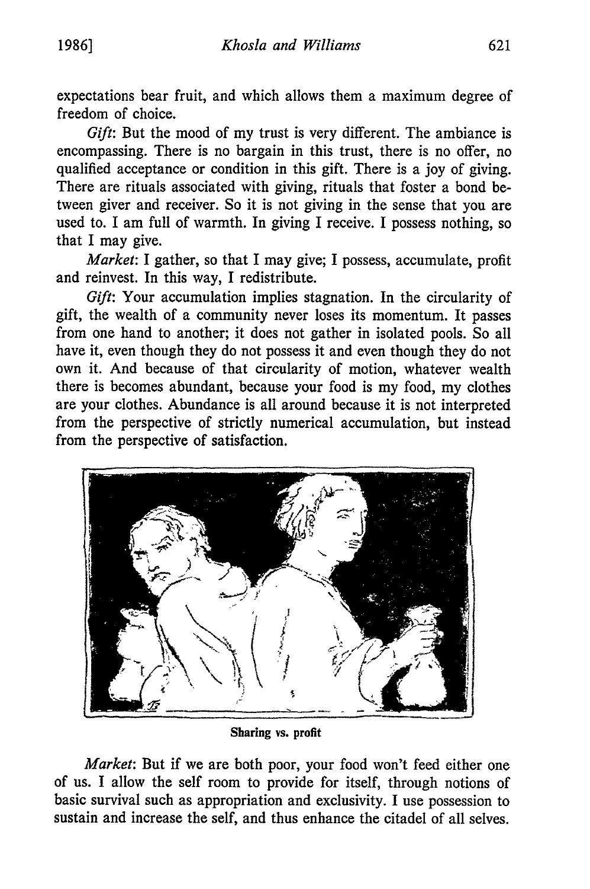expectations bear fruit, and which allows them a maximum degree of freedom of choice.

*Gift*: But the mood of my trust is very different. The ambiance is encompassing. There is no bargain in this trust, there is no offer, no qualified acceptance or condition in this gift. There is a joy of giving. There are rituals associated with giving, rituals that foster a bond between giver and receiver. So it is not giving in the sense that you are used to. I am full of warmth. In giving I receive. I possess nothing, so that I may give.

*Market*: I gather, so that I may give; I possess, accumulate, profit and reinvest. In this way, I redistribute.

*Gift*: Your accumulation implies stagnation. In the circularity of gift, the wealth of a community never loses its momentum. It passes from one hand to another; it does not gather in isolated pools. So all have it, even though they do not possess it and even though they do not own it. And because of that circularity of motion, whatever wealth there is becomes abundant, because your food is my food, my clothes are your clothes. Abundance is all around because it is not interpreted from the perspective of strictly numerical accumulation, but instead from the perspective of satisfaction.

**Sharing vs. profit**

*Market*: But if we are both poor, your food won't feed either one of us. I allow the self room to provide for itself, through notions of basic survival such as appropriation and exclusivity. I use possession to sustain and increase the self, and thus enhance the citadel of all selves.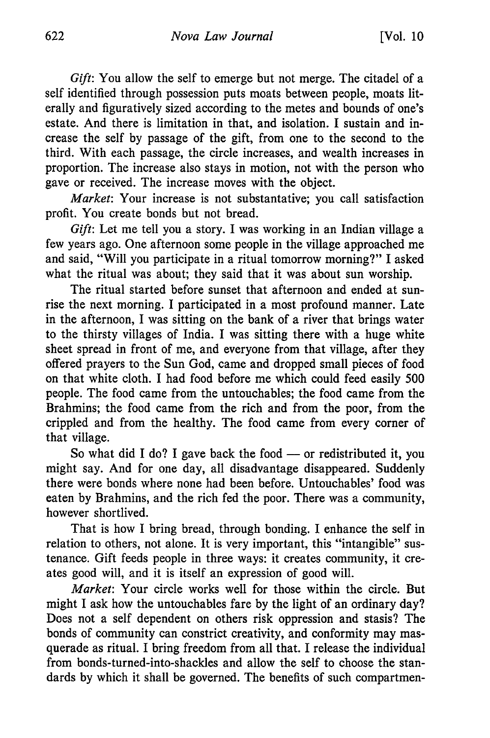*Gift*: You allow the self to emerge but not merge. The citadel of a self identified through possession puts moats between people, moats literally and figuratively sized according to the metes and bounds of one's estate. And there is limitation in that, and isolation. I sustain and increase the self by passage of the gift, from one to the second to the third. With each passage, the circle increases, and wealth increases in proportion. The increase also stays in motion, not with the person who gave or received. The increase moves with the object.

*Market*: Your increase is not substantative; you call satisfaction profit. You create bonds but not bread.

*Gift*: Let me tell you a story. I was working in an Indian village a few years ago. One afternoon some people in the village approached me and said, "Will you participate in a ritual tomorrow morning?" I asked what the ritual was about; they said that it was about sun worship.

The ritual started before sunset that afternoon and ended at sunrise the next morning. I participated in a most profound manner. Late in the afternoon, I was sitting on the bank of a river that brings water to the thirsty villages of India. I was sitting there with a huge white sheet spread in front of me, and everyone from that village, after they offered prayers to the Sun God, came and dropped small pieces of food on that white cloth. I had food before me which could feed easily 500 people. The food came from the untouchables; the food came from the Brahmins; the food came from the rich and from the poor, from the crippled and from the healthy. The food came from every corner of that village.

So what did I do? I gave back the food — or redistributed it, you might say. And for one day, all disadvantage disappeared. Suddenly there were bonds where none had been before. Untouchables' food was eaten by Brahmins, and the rich fed the poor. There was a community, however shortlived.

That is how I bring bread, through bonding. I enhance the self in relation to others, not alone. It is very important, this "intangible" sustenance. Gift feeds people in three ways: it creates community, it creates good will, and it is itself an expression of good will.

*Market*: Your circle works well for those within the circle. But might I ask how the untouchables fare by the light of an ordinary day? Does not a self dependent on others risk oppression and stasis? The bonds of community can constrict creativity, and conformity may masquerade as ritual. I bring freedom from all that. I release the individual from bonds-turned-into-shackles and allow the self to choose the standards by which it shall be governed. The benefits of such compartmen-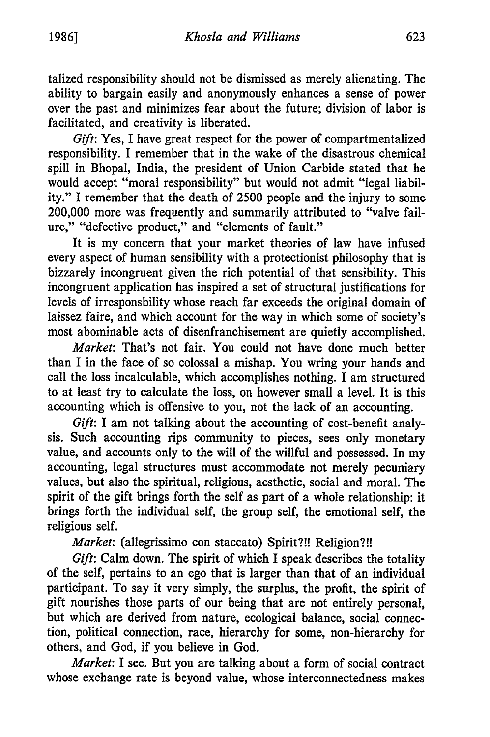talized responsibility should not be dismissed as merely alienating. The ability to bargain easily and anonymously enhances a sense of power over the past and minimizes fear about the future; division of labor is facilitated, and creativity is liberated.

*Gift*: Yes, I have great respect for the power of compartmentalized responsibility. I remember that in the wake of the disastrous chemical spill in Bhopal, India, the president of Union Carbide stated that he would accept "moral responsibility" but would not admit "legal liability." I remember that the death of 2500 people and the injury to some 200,000 more was frequently and summarily attributed to "valve failure," "defective product," and "elements of fault."

It is my concern that your market theories of law have infused every aspect of human sensibility with a protectionist philosophy that is bizzarely incongruent given the rich potential of that sensibility. This incongruent application has inspired a set of structural justifications for levels of irresponsbility whose reach far exceeds the original domain of laissez faire, and which account for the way in which some of society's most abominable acts of disenfranchisement are quietly accomplished.

*Market*: That's not fair. You could not have done much better than I in the face of so colossal a mishap. You wring your hands and call the loss incalculable, which accomplishes nothing. I am structured to at least try to calculate the loss, on however small a level. It is this accounting which is offensive to you, not the lack of an accounting.

*Gift*: I am not talking about the accounting of cost-benefit analysis. Such accounting rips community to pieces, sees only monetary value, and accounts only to the will of the willful and possessed. In my accounting, legal structures must accommodate not merely pecuniary values, but also the spiritual, religious, aesthetic, social and moral. The spirit of the gift brings forth the self as part of a whole relationship: it brings forth the individual self, the group self, the emotional self, the religious self.

*Market*: (allegrissimo con staccato) Spirit?!! Religion?!!

*Gift*: Calm down. The spirit of which I speak describes the totality of the self, pertains to an ego that is larger than that of an individual participant. To say it very simply, the surplus, the profit, the spirit of gift nourishes those parts of our being that are not entirely personal, but which are derived from nature, ecological balance, social connection, political connection, race, hierarchy for some, non-hierarchy for others, and God, if you believe in God.

*Market*: I see. But you are talking about a form of social contract whose exchange rate is beyond value, whose interconnectedness makes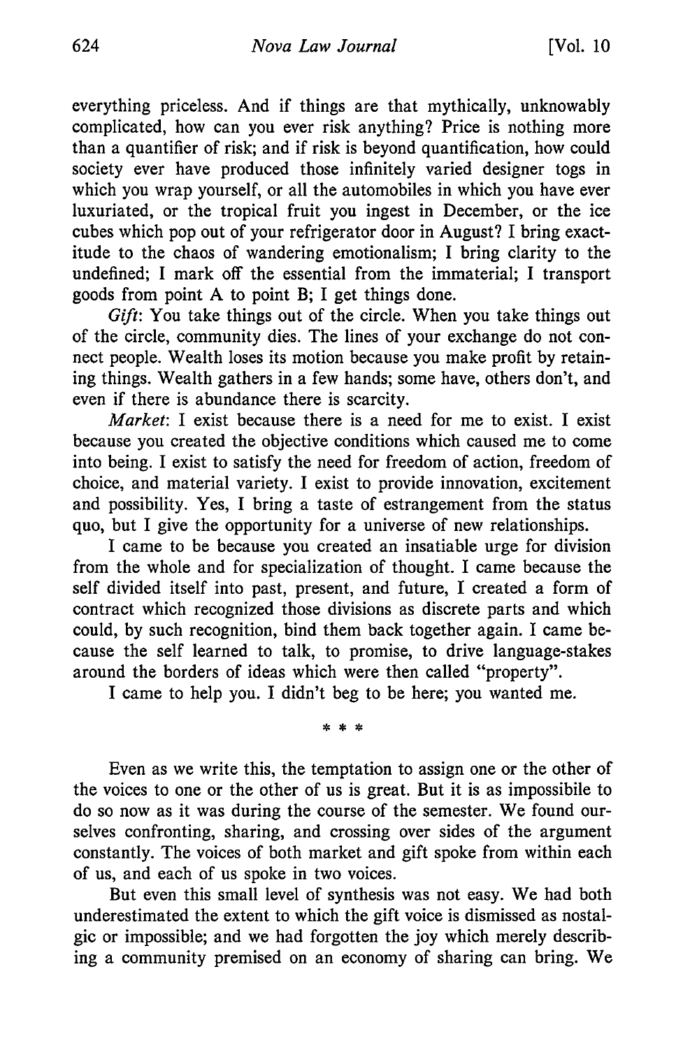everything priceless. And if things are that mythically, unknowably complicated, how can you ever risk anything? Price is nothing more than a quantifier of risk; and if risk is beyond quantification, how could society ever have produced those infinitely varied designer togs in which you wrap yourself, or all the automobiles in which you have ever luxuriated, or the tropical fruit you ingest in December, or the ice cubes which pop out of your refrigerator door in August? I bring exactitude to the chaos of wandering emotionalism; I bring clarity to the undefined; I mark off the essential from the immaterial; I transport goods from point A to point B; I get things done.

*Gift*: You take things out of the circle. When you take things out of the circle, community dies. The lines of your exchange do not connect people. Wealth loses its motion because you make profit by retaining things. Wealth gathers in a few hands; some have, others don't, and even if there is abundance there is scarcity.

*Market*: I exist because there is a need for me to exist. I exist because you created the objective conditions which caused me to come into being. I exist to satisfy the need for freedom of action, freedom of choice, and material variety. I exist to provide innovation, excitement and possibility. Yes, I bring a taste of estrangement from the status quo, but I give the opportunity for a universe of new relationships.

I came to be because you created an insatiable urge for division from the whole and for specialization of thought. I came because the self divided itself into past, present, and future, I created a form of contract which recognized those divisions as discrete parts and which could, by such recognition, bind them back together again. I came because the self learned to talk, to promise, to drive language-stakes around the borders of ideas which were then called "property".

I came to help you. I didn't beg to be here; you wanted me.

\* \* \*

Even as we write this, the temptation to assign one or the other of the voices to one or the other of us is great. But it is as impossibile to do so now as it was during the course of the semester. We found ourselves confronting, sharing, and crossing over sides of the argument constantly. The voices of both market and gift spoke from within each of us, and each of us spoke in two voices.

But even this small level of synthesis was not easy. We had both underestimated the extent to which the gift voice is dismissed as nostalgic or impossible; and we had forgotten the joy which merely describing a community premised on an economy of sharing can bring. We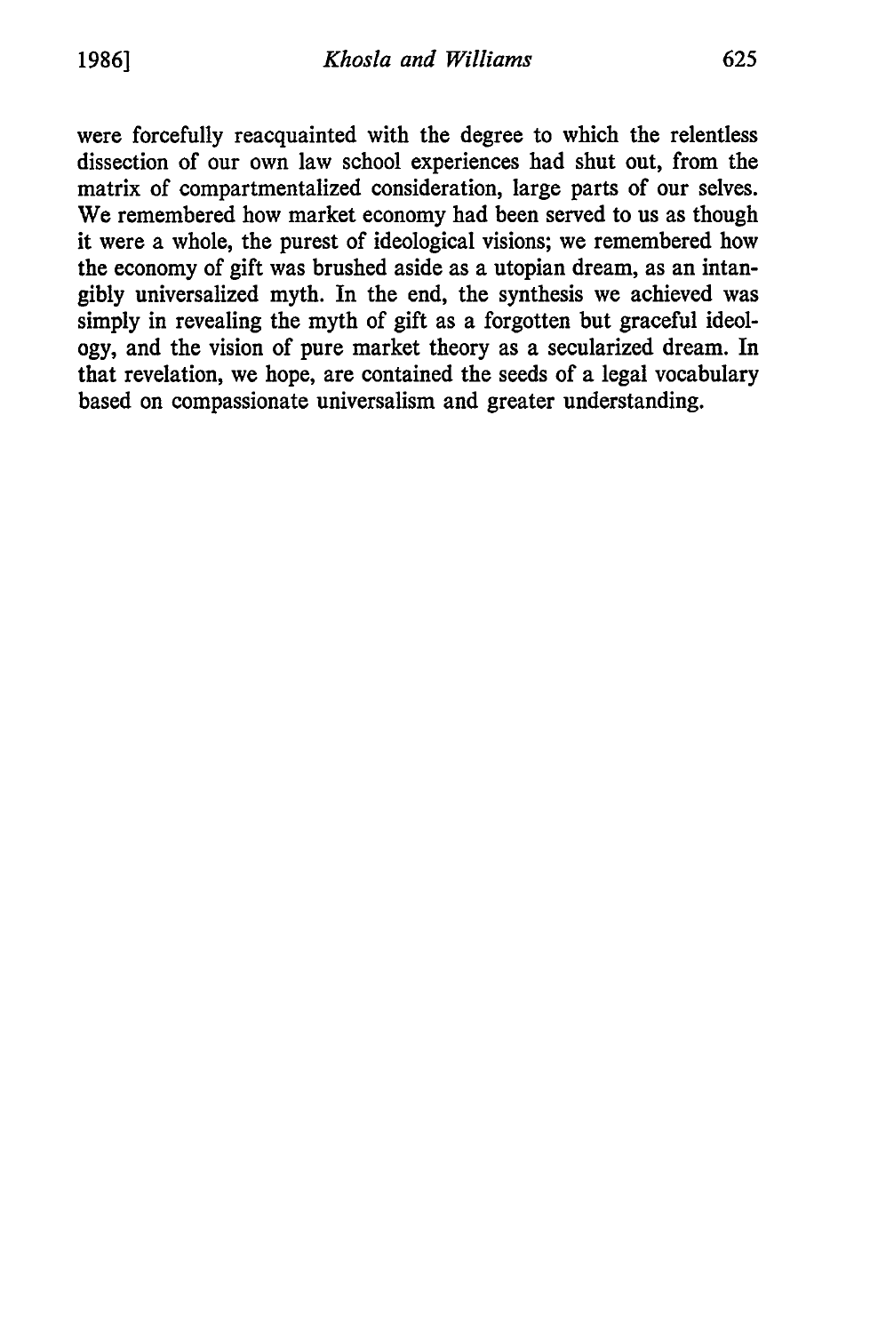were forcefully reacquainted with the degree to which the relentless dissection of our own law school experiences had shut out, from the matrix of compartmentalized consideration, large parts of our selves. We remembered how market economy had been served to us as though it were a whole, the purest of ideological visions; we remembered how the economy of gift was brushed aside as a utopian dream, as an intangibly universalized myth. In the end, the synthesis we achieved was simply in revealing the myth of gift as a forgotten but graceful ideology, and the vision of pure market theory as a secularized dream. In that revelation, we hope, are contained the seeds of a legal vocabulary based on compassionate universalism and greater understanding.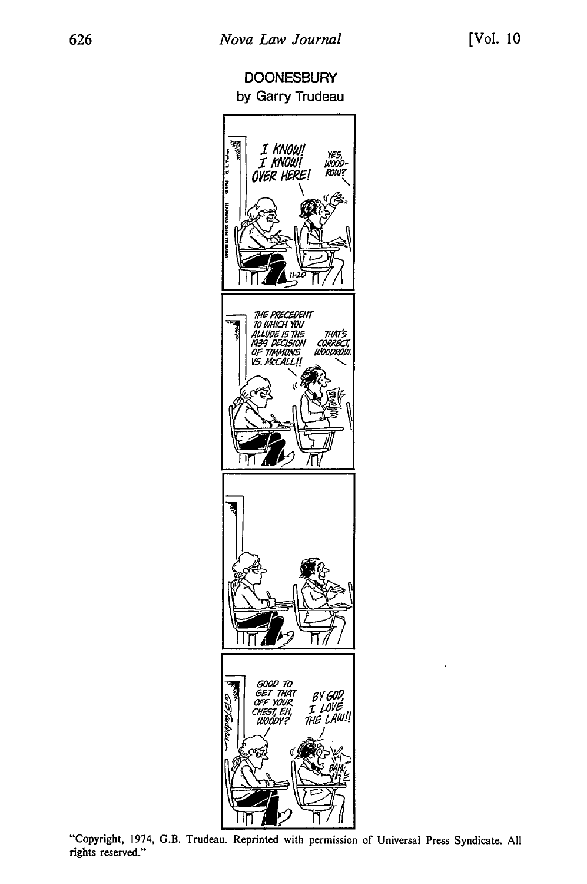DOONESBURY
by Garry Trudeau

"Copyright, 1974, G.B. Trudeau. Reprinted with permission of Universal Press Syndicate. All rights reserved."